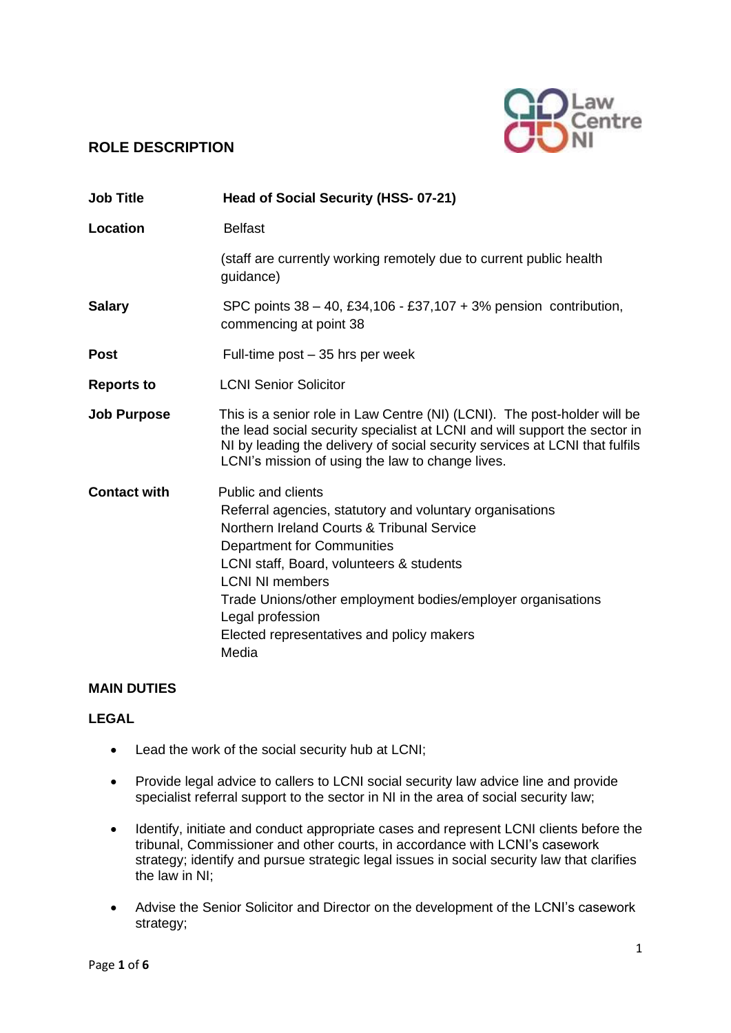## ROLE DESCRIPTION

| | |
|---|---|
| **Job Title** | **Head of Social Security (HSS- 07-21)** |
| **Location** | Belfast<br><br>(staff are currently working remotely due to current public health guidance) |
| **Salary** | SPC points 38 – 40, £34,106 - £37,107 + 3% pension contribution, commencing at point 38 |
| **Post** | Full-time post – 35 hrs per week |
| **Reports to** | LCNI Senior Solicitor |
| **Job Purpose** | This is a senior role in Law Centre (NI) (LCNI). The post-holder will be the lead social security specialist at LCNI and will support the sector in NI by leading the delivery of social security services at LCNI that fulfils LCNI's mission of using the law to change lives. |
| **Contact with** | Public and clients<br>Referral agencies, statutory and voluntary organisations<br>Northern Ireland Courts & Tribunal Service<br>Department for Communities<br>LCNI staff, Board, volunteers & students<br>LCNI NI members<br>Trade Unions/other employment bodies/employer organisations<br>Legal profession<br>Elected representatives and policy makers<br>Media |

### MAIN DUTIES

### LEGAL

- Lead the work of the social security hub at LCNI;
- Provide legal advice to callers to LCNI social security law advice line and provide specialist referral support to the sector in NI in the area of social security law;
- Identify, initiate and conduct appropriate cases and represent LCNI clients before the tribunal, Commissioner and other courts, in accordance with LCNI's casework strategy; identify and pursue strategic legal issues in social security law that clarifies the law in NI;
- Advise the Senior Solicitor and Director on the development of the LCNI's casework strategy;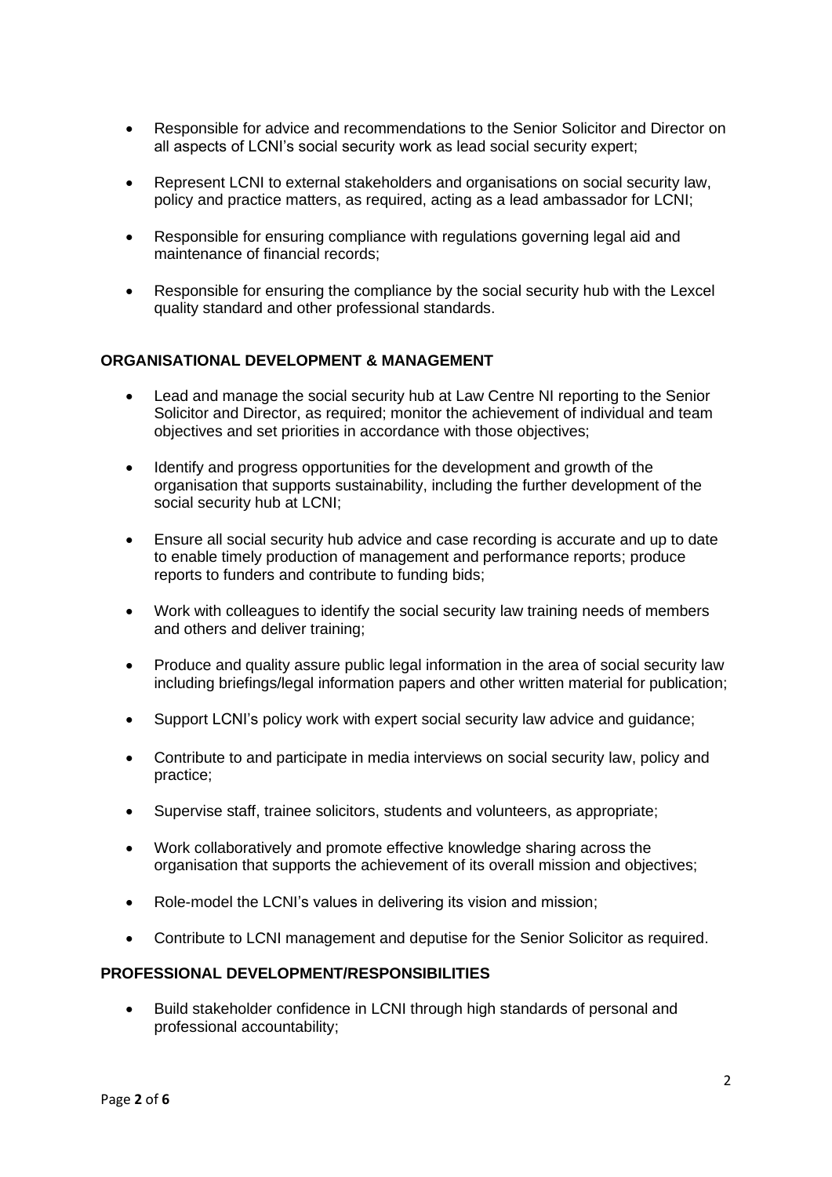- Responsible for advice and recommendations to the Senior Solicitor and Director on all aspects of LCNI's social security work as lead social security expert;
- Represent LCNI to external stakeholders and organisations on social security law, policy and practice matters, as required, acting as a lead ambassador for LCNI;
- Responsible for ensuring compliance with regulations governing legal aid and maintenance of financial records;
- Responsible for ensuring the compliance by the social security hub with the Lexcel quality standard and other professional standards.

**ORGANISATIONAL DEVELOPMENT & MANAGEMENT**

- Lead and manage the social security hub at Law Centre NI reporting to the Senior Solicitor and Director, as required; monitor the achievement of individual and team objectives and set priorities in accordance with those objectives;
- Identify and progress opportunities for the development and growth of the organisation that supports sustainability, including the further development of the social security hub at LCNI;
- Ensure all social security hub advice and case recording is accurate and up to date to enable timely production of management and performance reports; produce reports to funders and contribute to funding bids;
- Work with colleagues to identify the social security law training needs of members and others and deliver training;
- Produce and quality assure public legal information in the area of social security law including briefings/legal information papers and other written material for publication;
- Support LCNI's policy work with expert social security law advice and guidance;
- Contribute to and participate in media interviews on social security law, policy and practice;
- Supervise staff, trainee solicitors, students and volunteers, as appropriate;
- Work collaboratively and promote effective knowledge sharing across the organisation that supports the achievement of its overall mission and objectives;
- Role-model the LCNI's values in delivering its vision and mission;
- Contribute to LCNI management and deputise for the Senior Solicitor as required.

**PROFESSIONAL DEVELOPMENT/RESPONSIBILITIES**

- Build stakeholder confidence in LCNI through high standards of personal and professional accountability;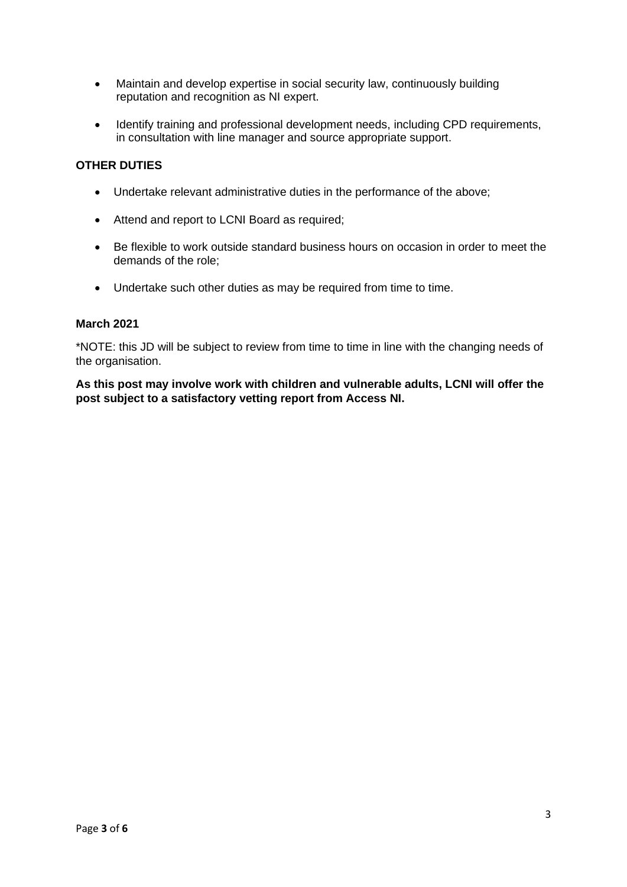- Maintain and develop expertise in social security law, continuously building reputation and recognition as NI expert.
- Identify training and professional development needs, including CPD requirements, in consultation with line manager and source appropriate support.

**OTHER DUTIES**

- Undertake relevant administrative duties in the performance of the above;
- Attend and report to LCNI Board as required;
- Be flexible to work outside standard business hours on occasion in order to meet the demands of the role;
- Undertake such other duties as may be required from time to time.

**March 2021**

*NOTE: this JD will be subject to review from time to time in line with the changing needs of the organisation.

**As this post may involve work with children and vulnerable adults, LCNI will offer the post subject to a satisfactory vetting report from Access NI.**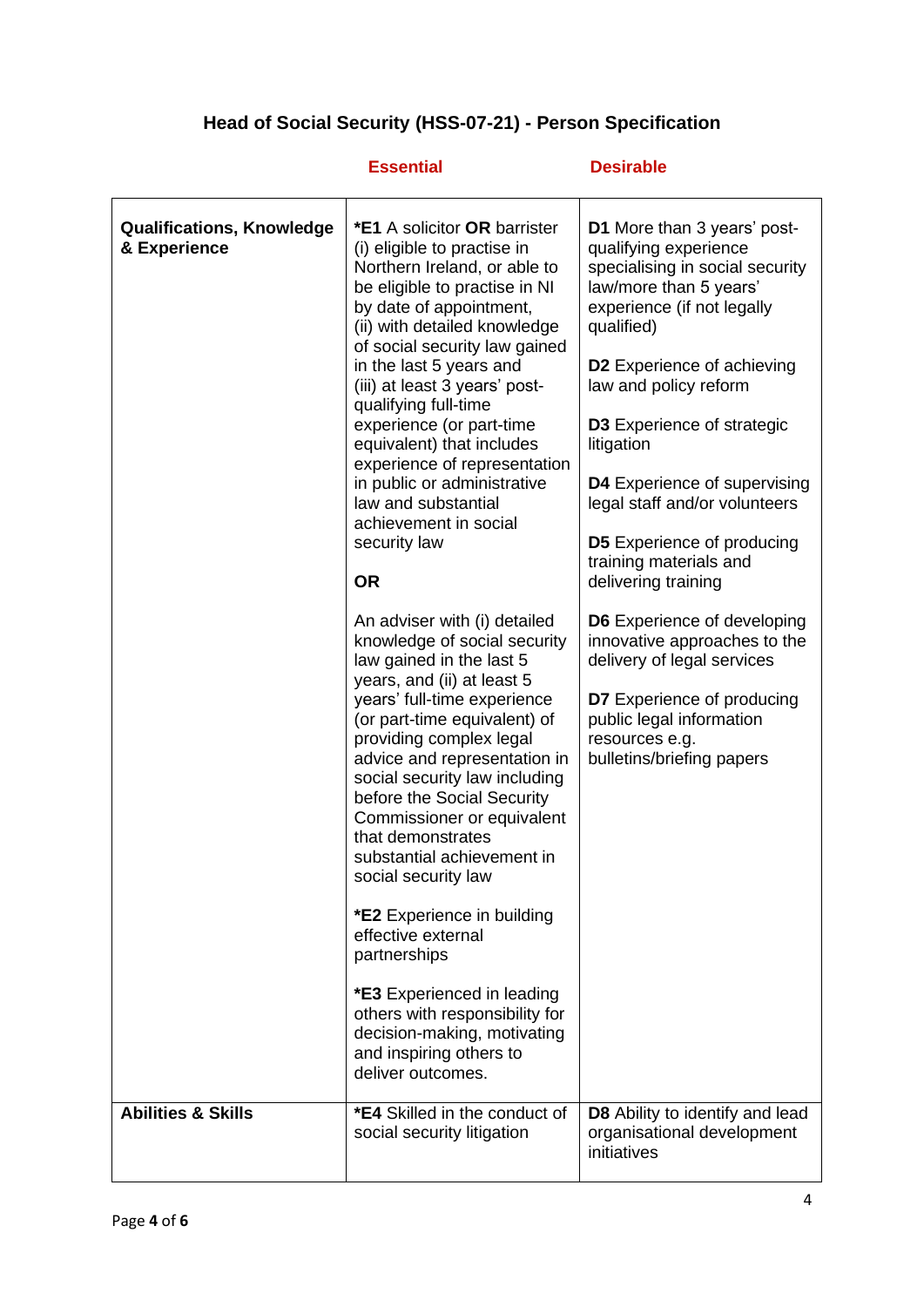## Head of Social Security (HSS-07-21) - Person Specification

| | Essential | Desirable |
|---|---|---|
| **Qualifications, Knowledge & Experience** | ***E1** A solicitor **OR** barrister (i) eligible to practise in Northern Ireland, or able to be eligible to practise in NI by date of appointment, (ii) with detailed knowledge of social security law gained in the last 5 years and (iii) at least 3 years' post-qualifying full-time experience (or part-time equivalent) that includes experience of representation in public or administrative law and substantial achievement in social security law<br><br>**OR**<br><br>An adviser with (i) detailed knowledge of social security law gained in the last 5 years, and (ii) at least 5 years' full-time experience (or part-time equivalent) of providing complex legal advice and representation in social security law including before the Social Security Commissioner or equivalent that demonstrates substantial achievement in social security law<br><br>***E2** Experience in building effective external partnerships<br><br>***E3** Experienced in leading others with responsibility for decision-making, motivating and inspiring others to deliver outcomes. | **D1** More than 3 years' post-qualifying experience specialising in social security law/more than 5 years' experience (if not legally qualified)<br><br>**D2** Experience of achieving law and policy reform<br><br>**D3** Experience of strategic litigation<br><br>**D4** Experience of supervising legal staff and/or volunteers<br><br>**D5** Experience of producing training materials and delivering training<br><br>**D6** Experience of developing innovative approaches to the delivery of legal services<br><br>**D7** Experience of producing public legal information resources e.g. bulletins/briefing papers |
| **Abilities & Skills** | ***E4** Skilled in the conduct of social security litigation | **D8** Ability to identify and lead organisational development initiatives |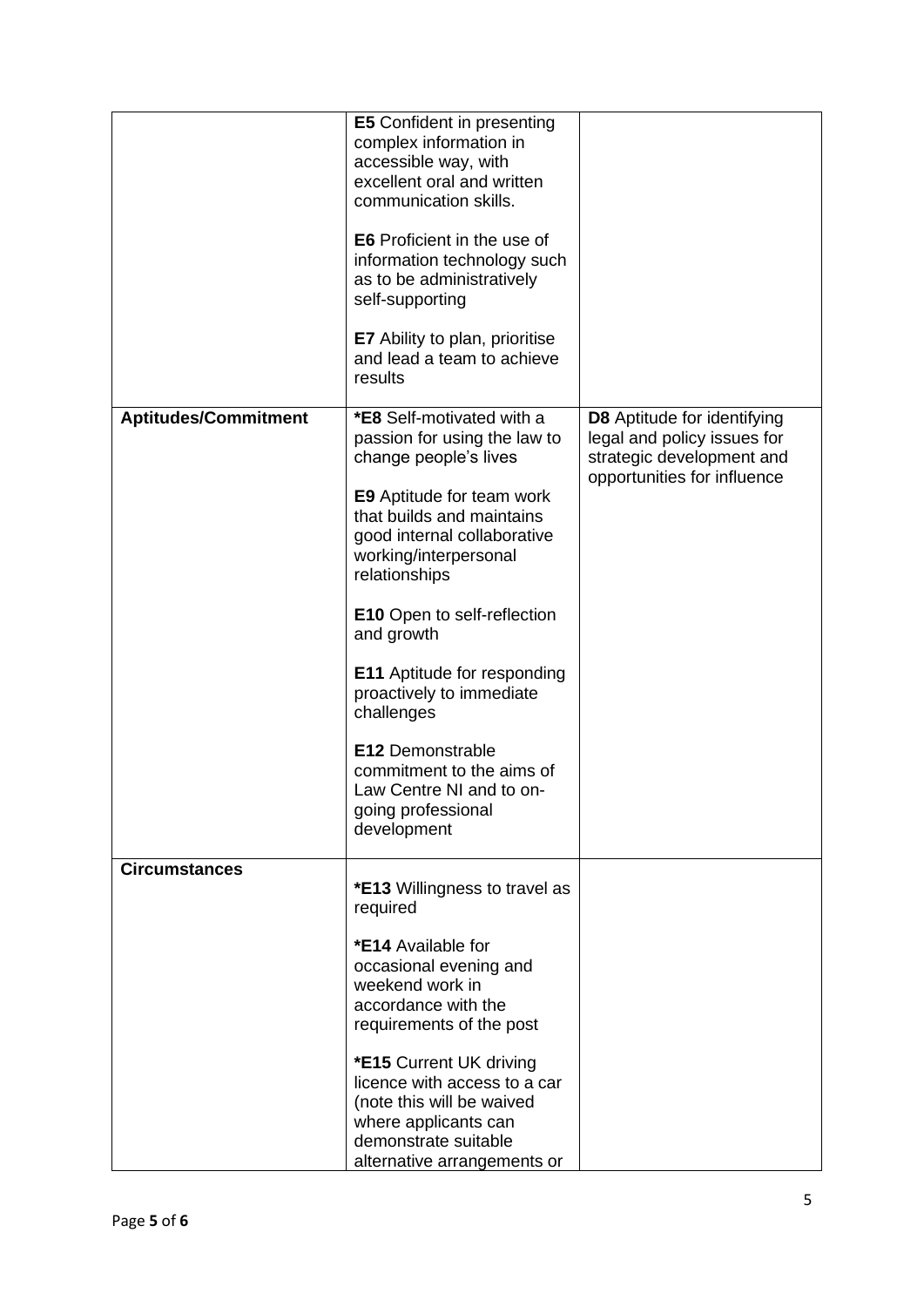| | | |
|---|---|---|
| | **E5** Confident in presenting complex information in accessible way, with excellent oral and written communication skills.<br><br>**E6** Proficient in the use of information technology such as to be administratively self-supporting<br><br>**E7** Ability to plan, prioritise and lead a team to achieve results | |
| **Aptitudes/Commitment** | ***E8** Self-motivated with a passion for using the law to change people's lives<br><br>**E9** Aptitude for team work that builds and maintains good internal collaborative working/interpersonal relationships<br><br>**E10** Open to self-reflection and growth<br><br>**E11** Aptitude for responding proactively to immediate challenges<br><br>**E12** Demonstrable commitment to the aims of Law Centre NI and to on-going professional development | **D8** Aptitude for identifying legal and policy issues for strategic development and opportunities for influence |
| **Circumstances** | ***E13** Willingness to travel as required<br><br>***E14** Available for occasional evening and weekend work in accordance with the requirements of the post<br><br>***E15** Current UK driving licence with access to a car (note this will be waived where applicants can demonstrate suitable alternative arrangements or | |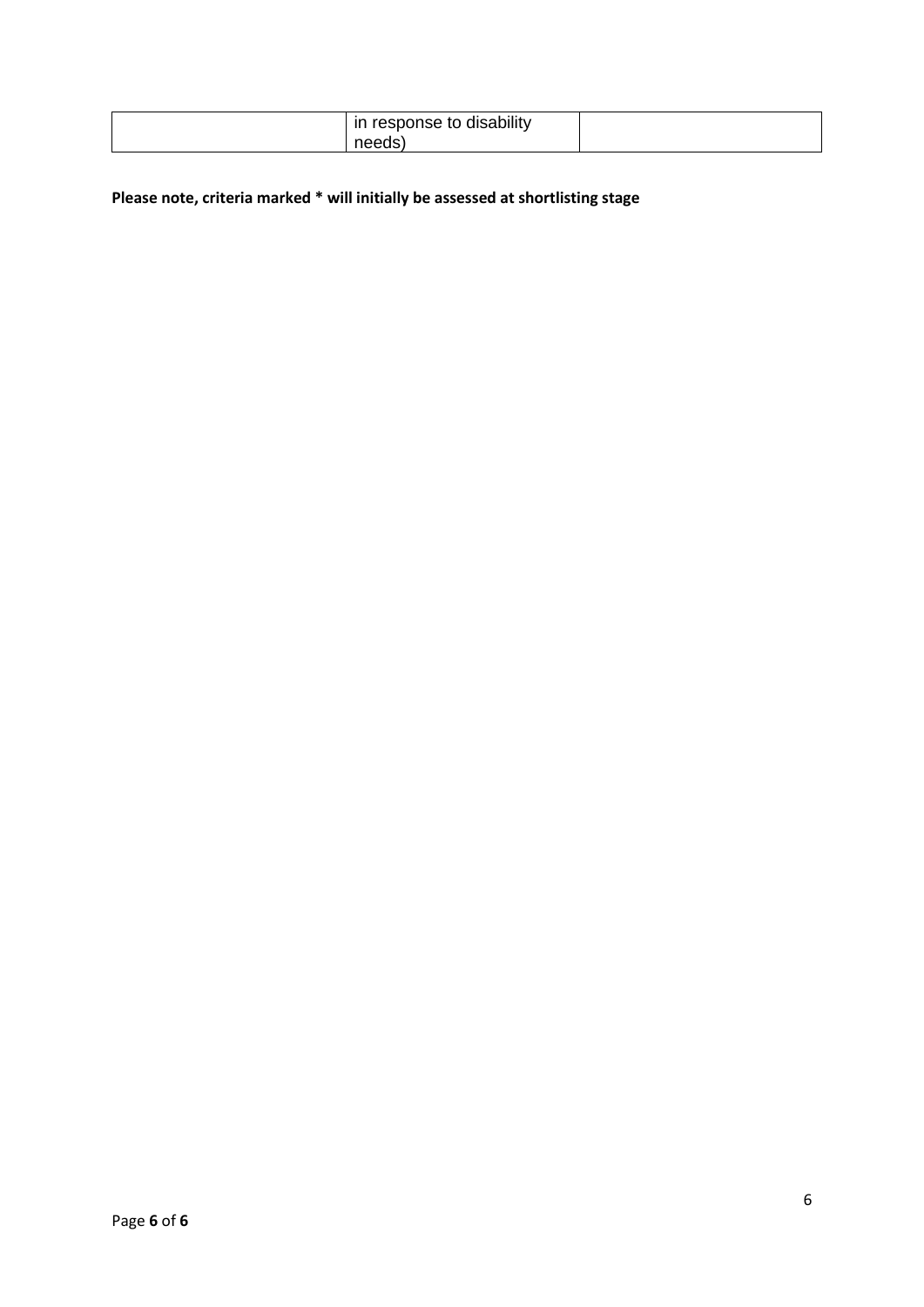| | | |
|---|---|---|
| | in response to disability needs) | |

**Please note, criteria marked * will initially be assessed at shortlisting stage**